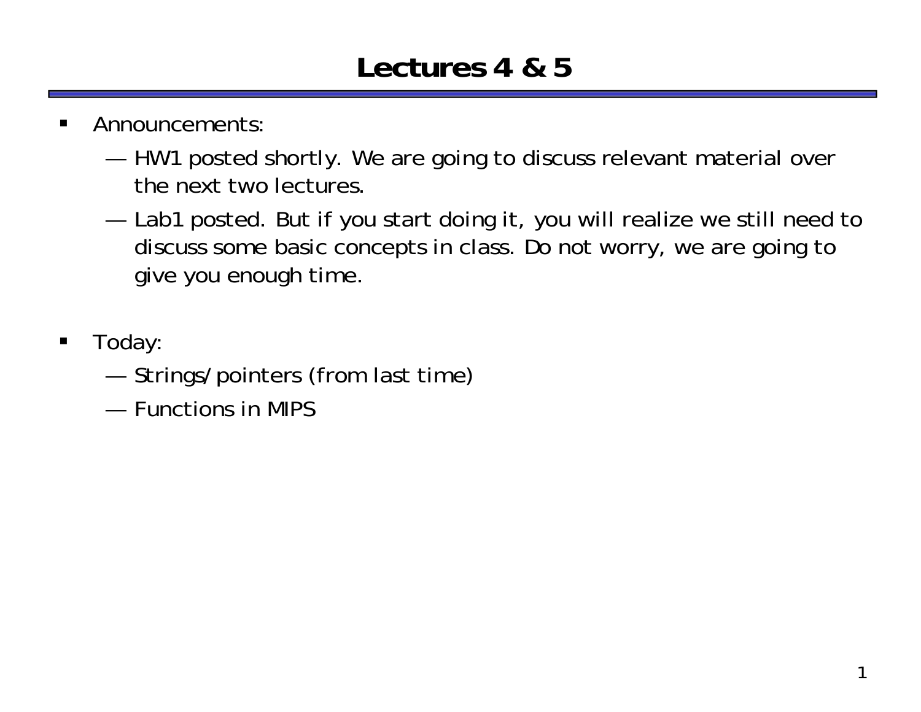# Lectures 4 & 5

- Announcements:
  - HW1 posted shortly. We are going to discuss relevant material over the next two lectures.
  - Lab1 posted. But if you start doing it, you will realize we still need to discuss some basic concepts in class. Do not worry, we are going to give you enough time.

- Today:
  - Strings/pointers (from last time)
  - Functions in MIPS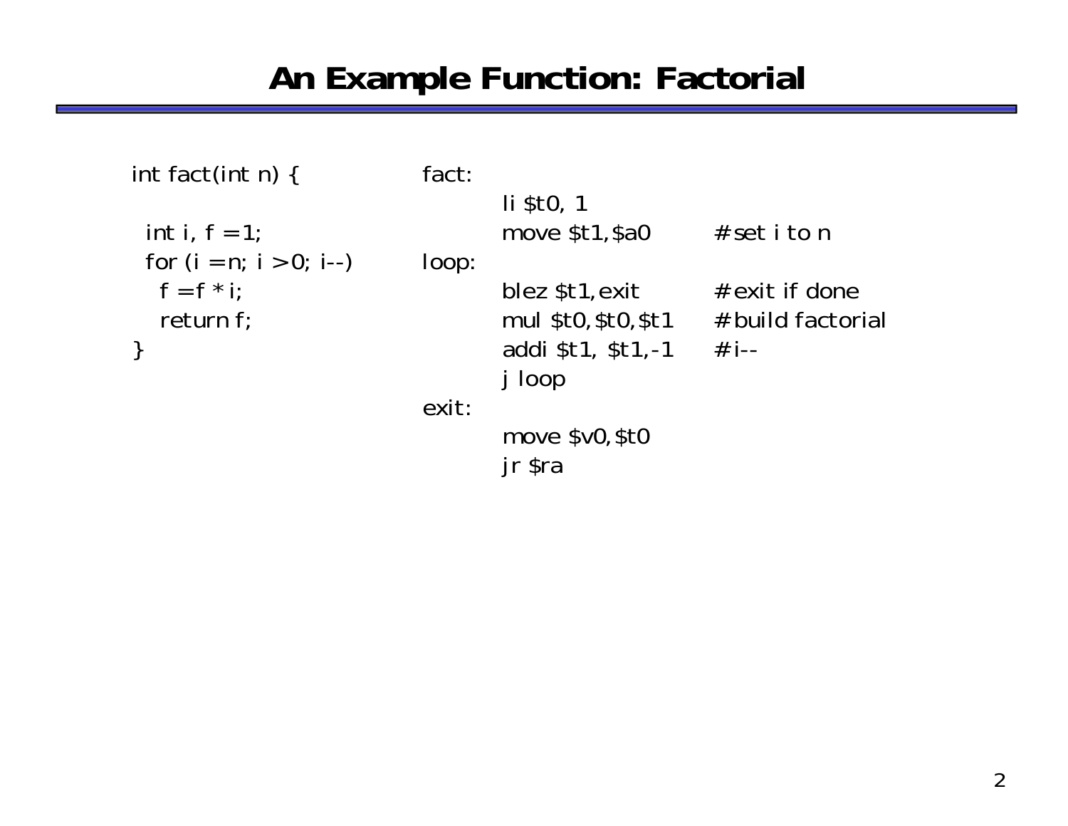# An Example Function: Factorial

```c
int fact(int n) {

  int i, f = 1;
  for (i = n; i > 0; i--)
    f = f * i;
    return f;
}
```

```
fact:
        li $t0, 1
        move $t1,$a0          # set i to n
loop:
        blez $t1,exit         # exit if done
        mul $t0,$t0,$t1       # build factorial
        addi $t1, $t1,-1      # i--
        j loop
exit:
        move $v0,$t0
        jr $ra
```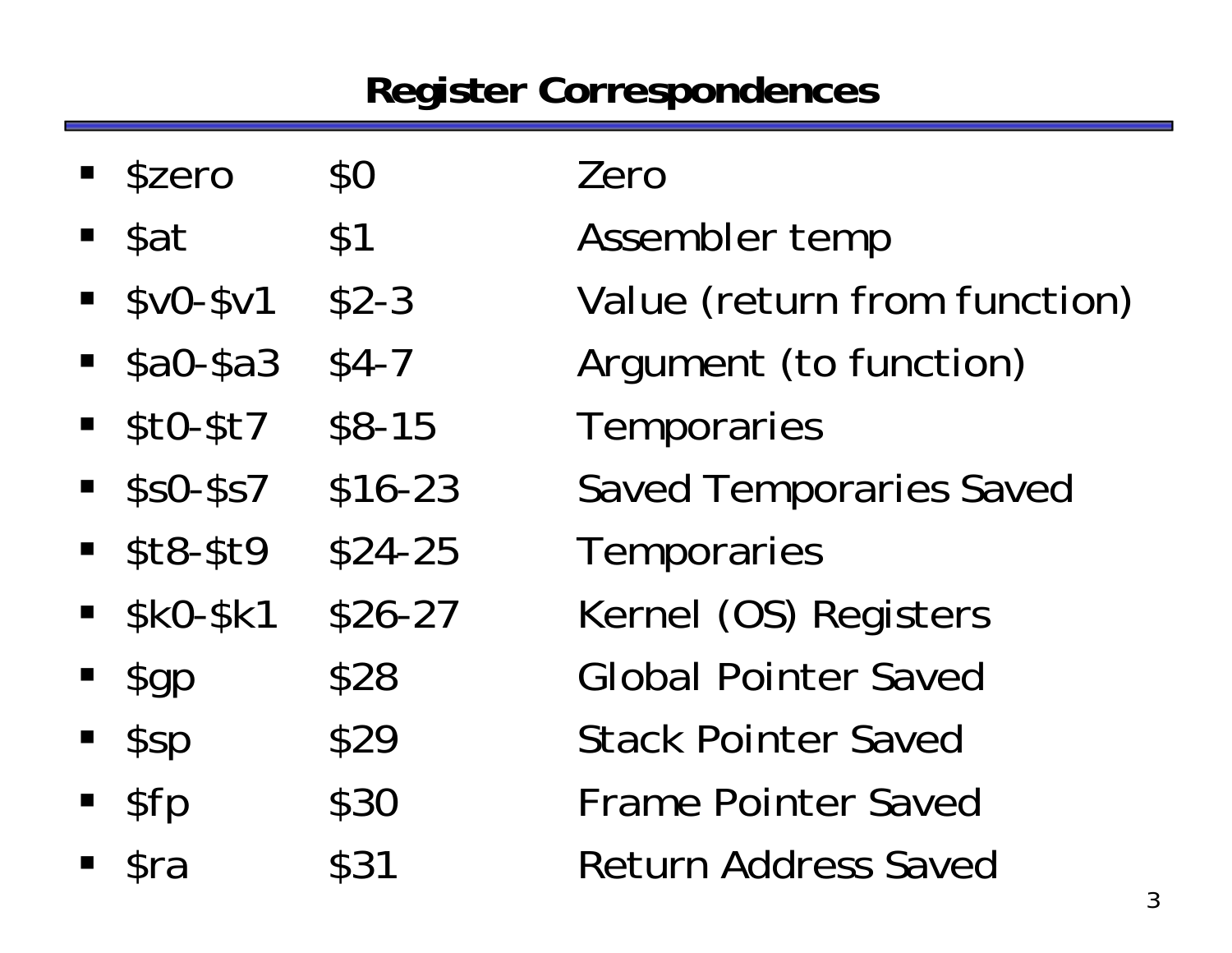# Register Correspondences

- $zero    $0    Zero
- $at    $1    Assembler temp
- $v0-$v1    $2-3    Value (return from function)
- $a0-$a3    $4-7    Argument (to function)
- $t0-$t7    $8-15    Temporaries
- $s0-$s7    $16-23    Saved Temporaries Saved
- $t8-$t9    $24-25    Temporaries
- $k0-$k1    $26-27    Kernel (OS) Registers
- $gp    $28    Global Pointer Saved
- $sp    $29    Stack Pointer Saved
- $fp    $30    Frame Pointer Saved
- $ra    $31    Return Address Saved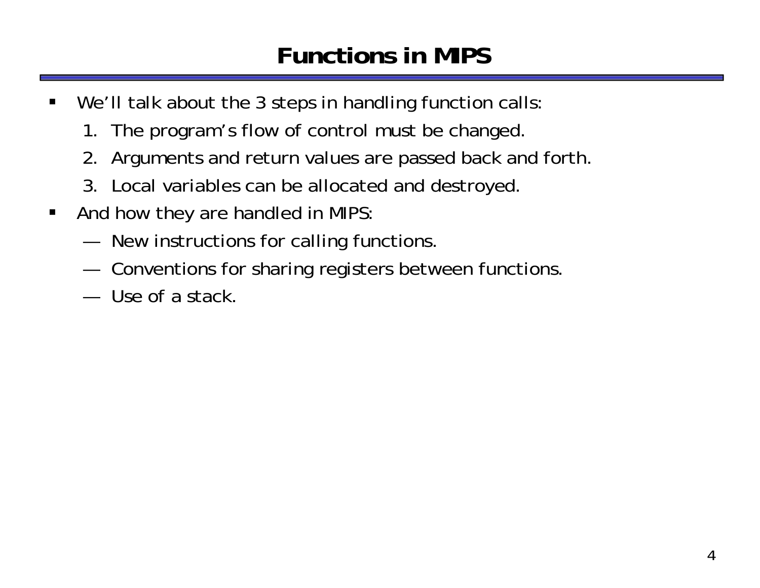# Functions in MIPS

- We'll talk about the 3 steps in handling function calls:
  1. The program's flow of control must be changed.
  2. Arguments and return values are passed back and forth.
  3. Local variables can be allocated and destroyed.
- And how they are handled in MIPS:
  - New instructions for calling functions.
  - Conventions for sharing registers between functions.
  - Use of a stack.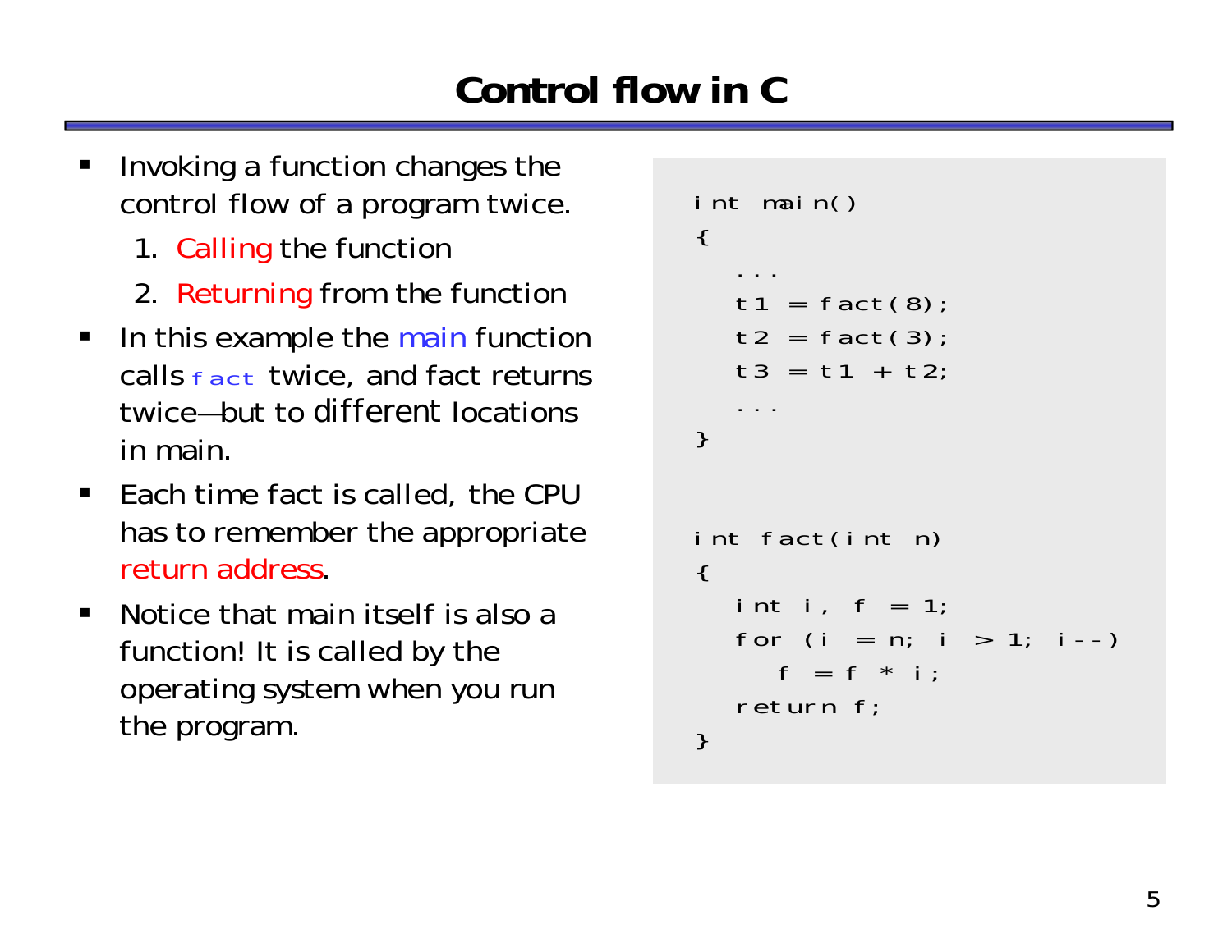# Control flow in C

- Invoking a function changes the control flow of a program twice.
    1. Calling the function
    2. Returning from the function
- In this example the main function calls `fact` twice, and fact returns twice—but to different locations in main.
- Each time fact is called, the CPU has to remember the appropriate return address.
- Notice that main itself is also a function! It is called by the operating system when you run the program.

```
int main()
{
    ...
    t1 = fact(8);
    t2 = fact(3);
    t3 = t1 + t2;
    ...
}


int fact(int n)
{
    int i, f = 1;
    for (i = n; i > 1; i--)
        f = f * i;
    return f;
}
```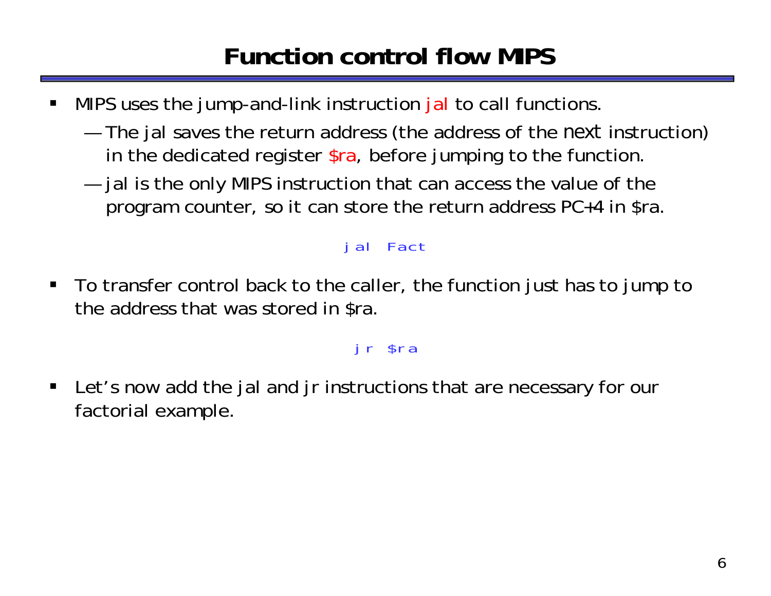# Function control flow MIPS

- MIPS uses the jump-and-link instruction jal to call functions.
  - The jal saves the return address (the address of the *next* instruction) in the dedicated register $ra, before jumping to the function.
  - jal is the only MIPS instruction that can access the value of the program counter, so it can store the return address PC+4 in $ra.

```
jal Fact
```

- To transfer control back to the caller, the function just has to jump to the address that was stored in $ra.

```
jr $ra
```

- Let's now add the jal and jr instructions that are necessary for our factorial example.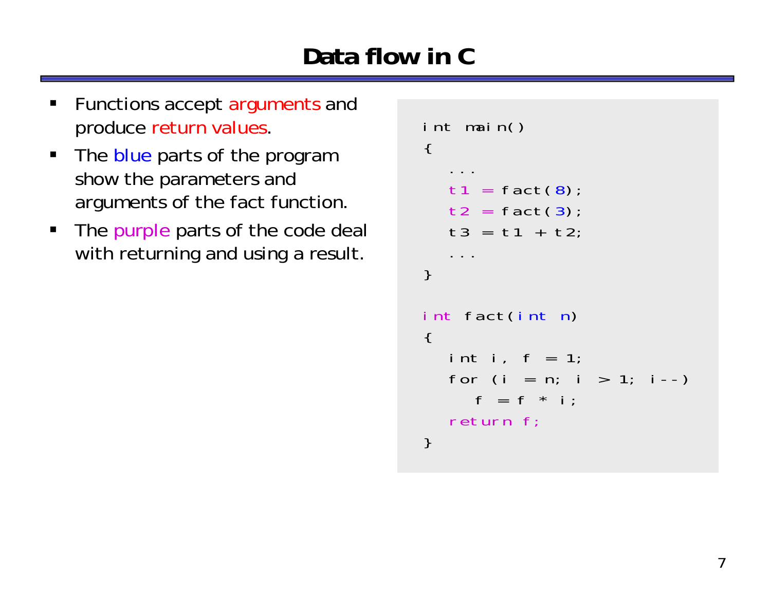# Data flow in C

- Functions accept arguments and produce return values.
- The blue parts of the program show the parameters and arguments of the fact function.
- The purple parts of the code deal with returning and using a result.

```
int main()
{
   ...
   t1 = fact(8);
   t2 = fact(3);
   t3 = t1 + t2;
   ...
}

int fact(int n)
{
   int i, f = 1;
   for (i = n; i > 1; i--)
      f = f * i;
   return f;
}
```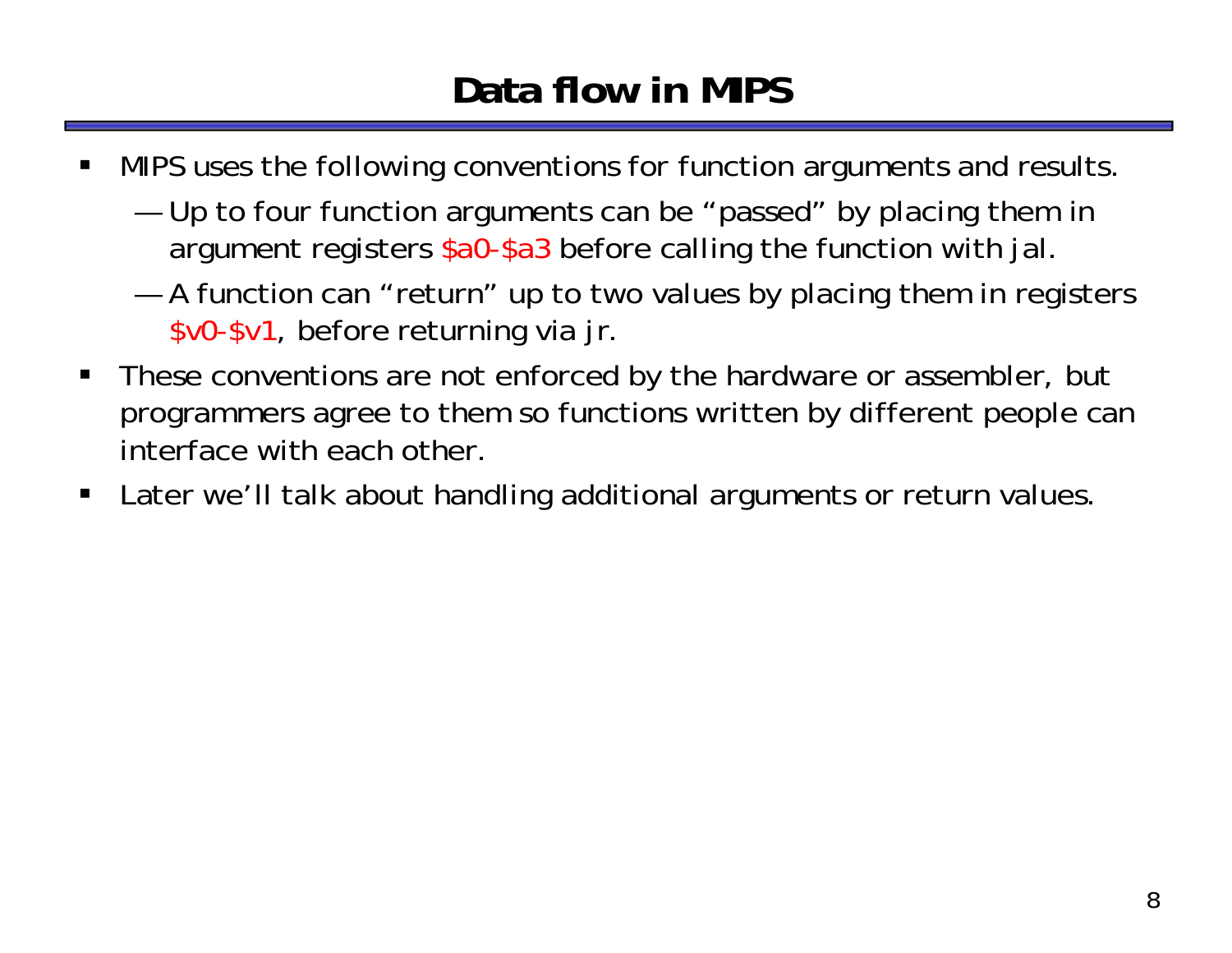# Data flow in MIPS

- MIPS uses the following conventions for function arguments and results.
  - Up to four function arguments can be "passed" by placing them in argument registers $a0-$a3 before calling the function with jal.
  - A function can "return" up to two values by placing them in registers $v0-$v1, before returning via jr.
- These conventions are not enforced by the hardware or assembler, but programmers agree to them so functions written by different people can interface with each other.
- Later we'll talk about handling additional arguments or return values.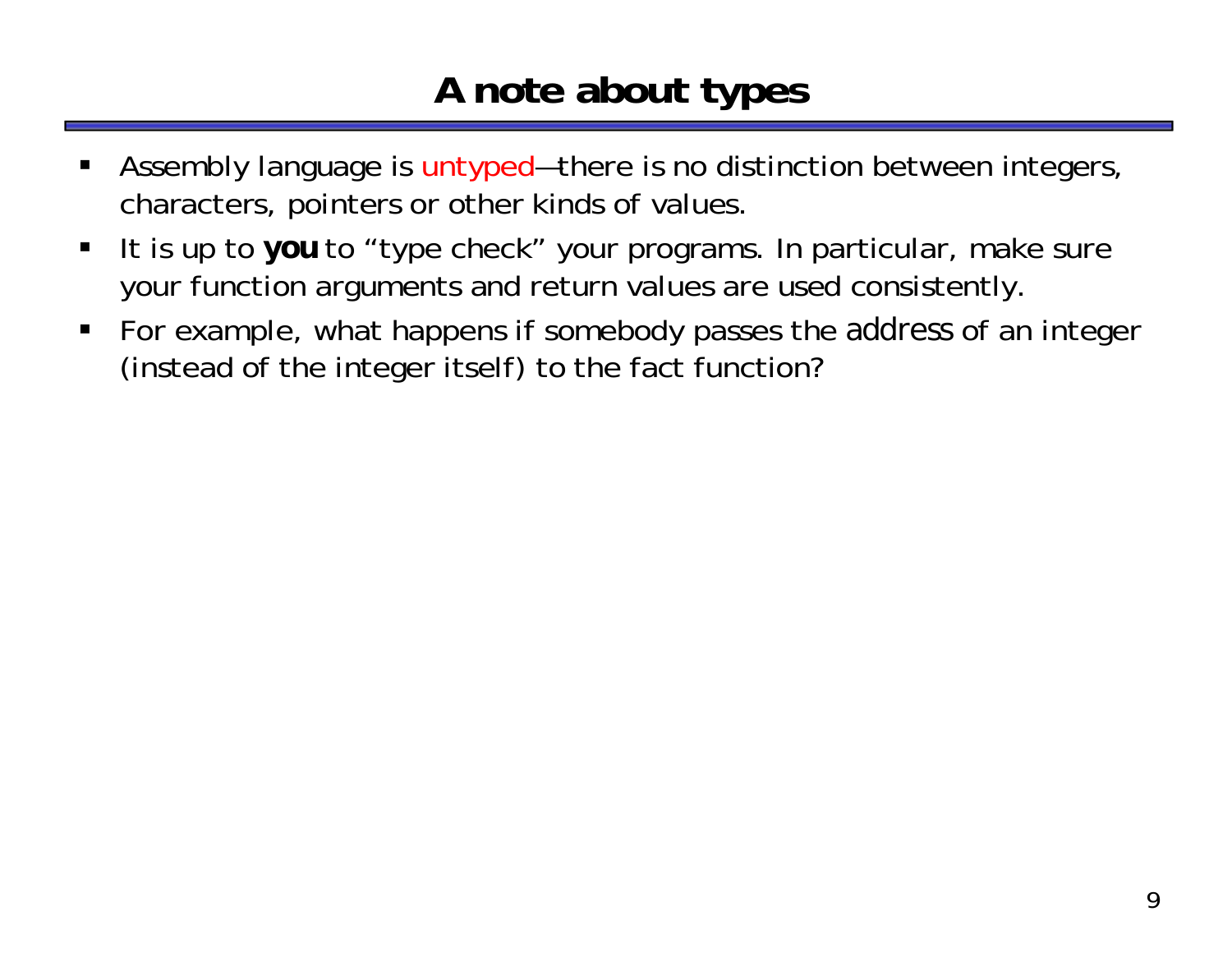# A note about types

- Assembly language is untyped—there is no distinction between integers, characters, pointers or other kinds of values.
- It is up to **you** to "type check" your programs. In particular, make sure your function arguments and return values are used consistently.
- For example, what happens if somebody passes the address of an integer (instead of the integer itself) to the fact function?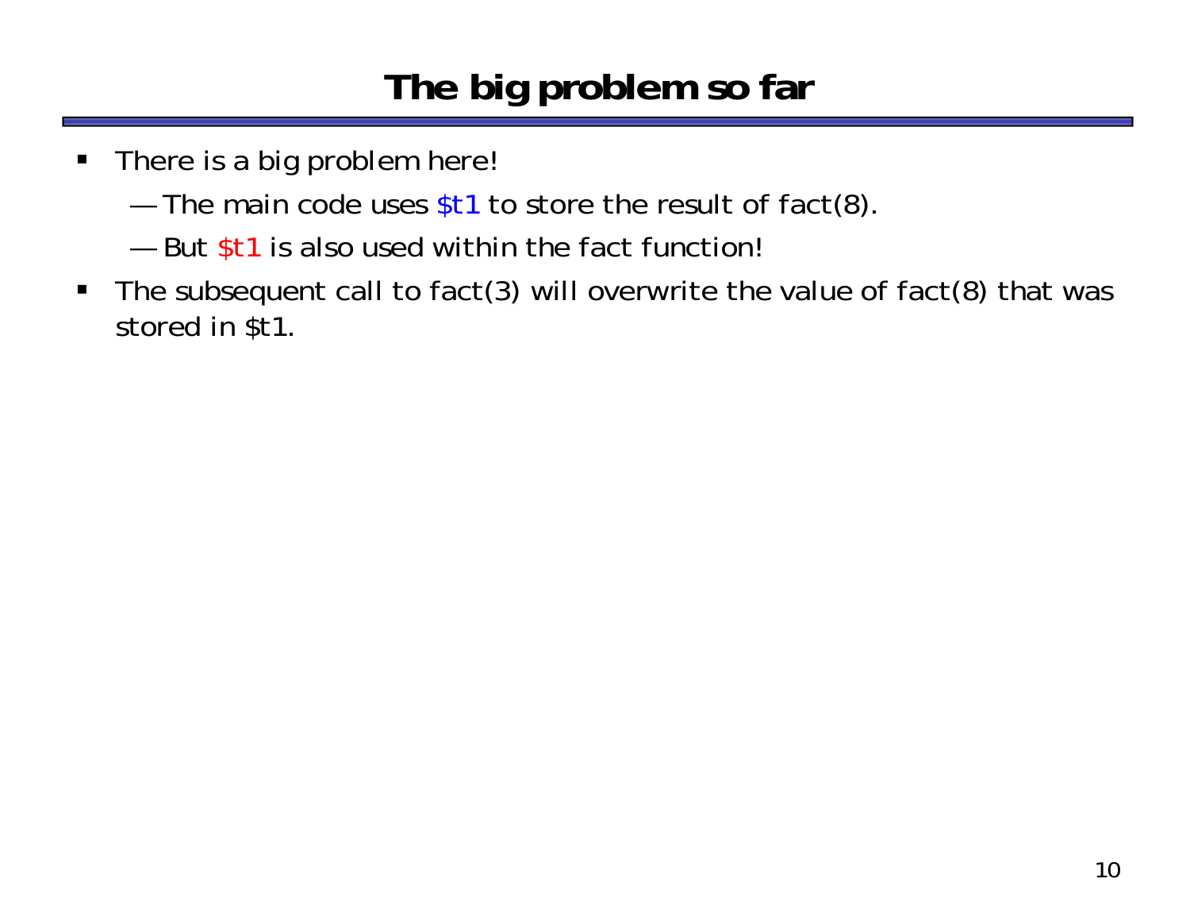# The big problem so far

- There is a big problem here!
  - The main code uses $t1 to store the result of fact(8).
  - But $t1 is also used within the fact function!
- The subsequent call to fact(3) will overwrite the value of fact(8) that was stored in $t1.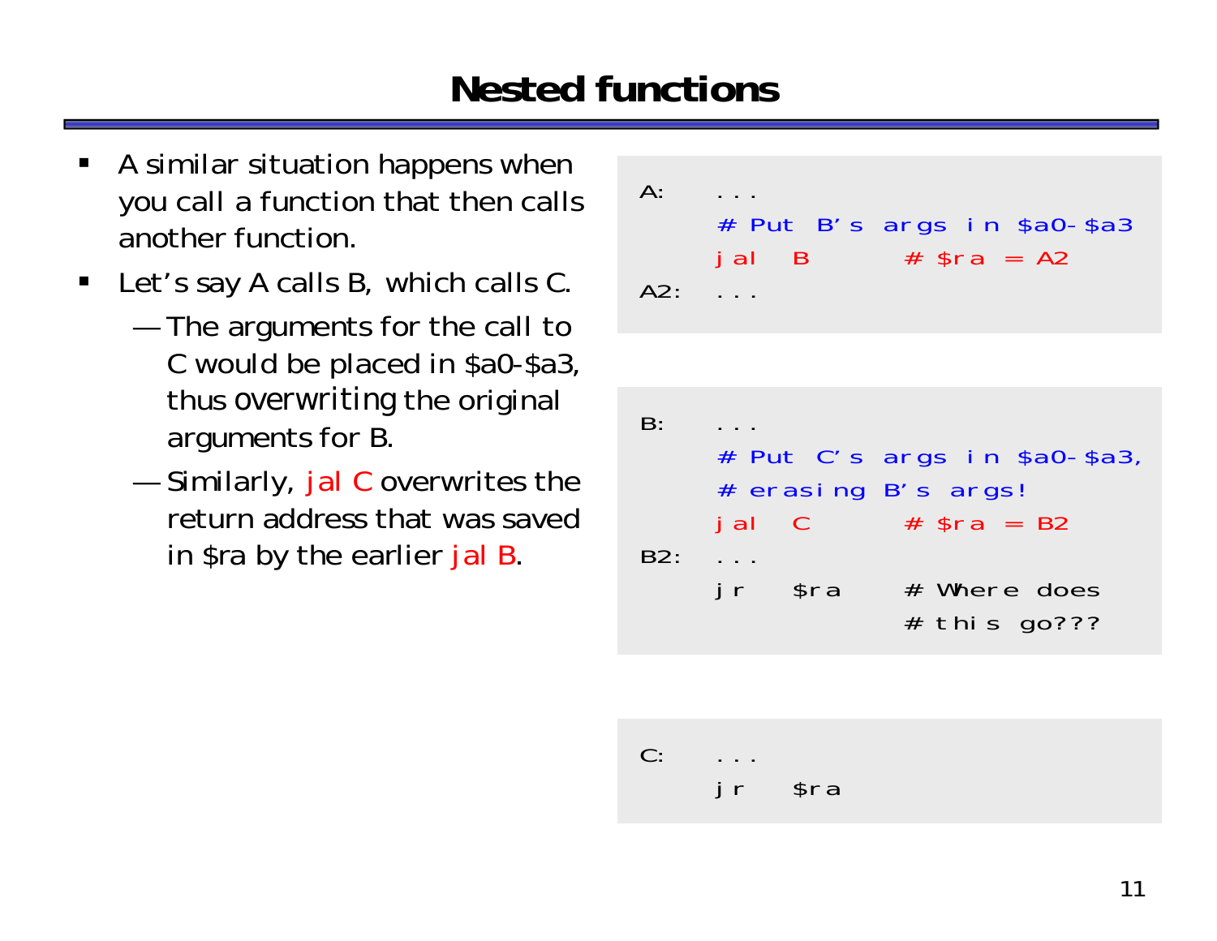# Nested functions

- A similar situation happens when you call a function that then calls another function.
- Let's say A calls B, which calls C.
  - The arguments for the call to C would be placed in $a0-$a3, thus overwriting the original arguments for B.
  - Similarly, jal C overwrites the return address that was saved in $ra by the earlier jal B.

```
A:    ...
      # Put B's args in $a0-$a3
      jal  B       # $ra = A2
A2:   ...
```

```
B:    ...
      # Put C's args in $a0-$a3,
      # erasing B's args!
      jal  C       # $ra = B2
B2:   ...
      jr   $ra     # Where does
                   # this go???
```

```
C:    ...
      jr   $ra
```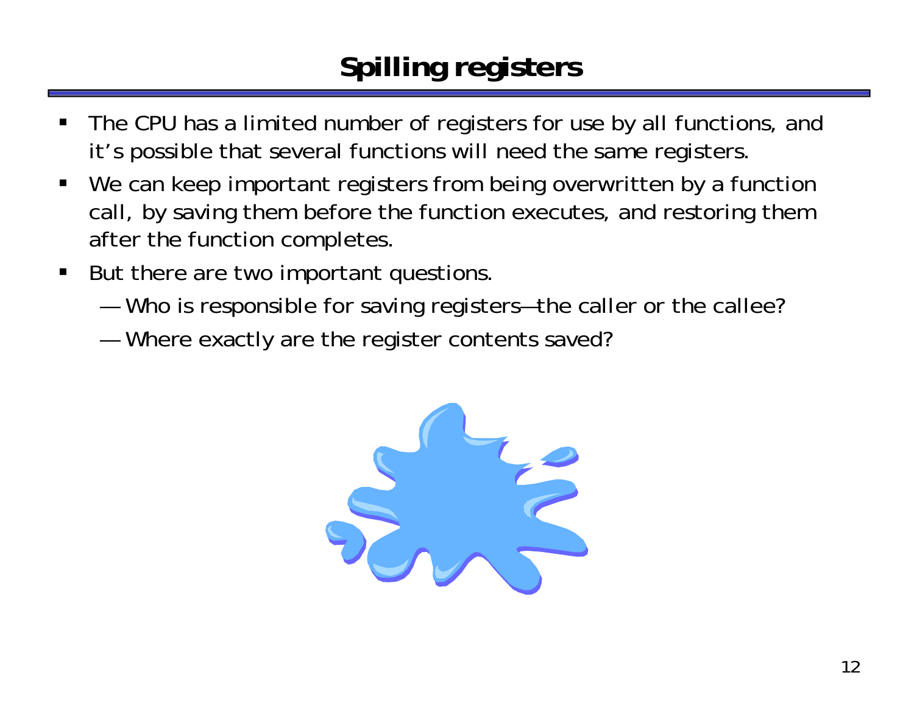# Spilling registers

- The CPU has a limited number of registers for use by all functions, and it's possible that several functions will need the same registers.
- We can keep important registers from being overwritten by a function call, by saving them before the function executes, and restoring them after the function completes.
- But there are two important questions.
  - Who is responsible for saving registers—the caller or the callee?
  - Where exactly are the register contents saved?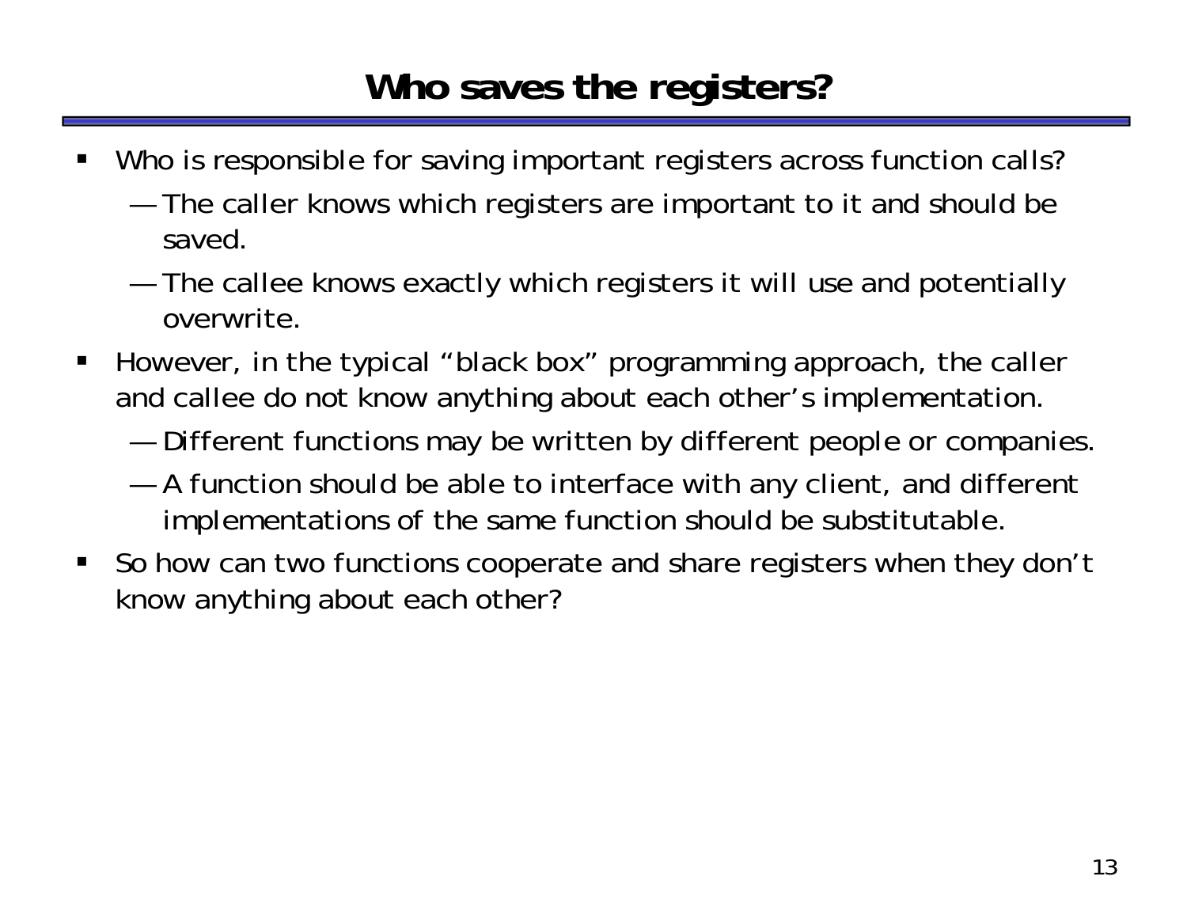# Who saves the registers?

- Who is responsible for saving important registers across function calls?
  - The caller knows which registers are important to it and should be saved.
  - The callee knows exactly which registers it will use and potentially overwrite.
- However, in the typical “black box” programming approach, the caller and callee do not know anything about each other’s implementation.
  - Different functions may be written by different people or companies.
  - A function should be able to interface with any client, and different implementations of the same function should be substitutable.
- So how can two functions cooperate and share registers when they don’t know anything about each other?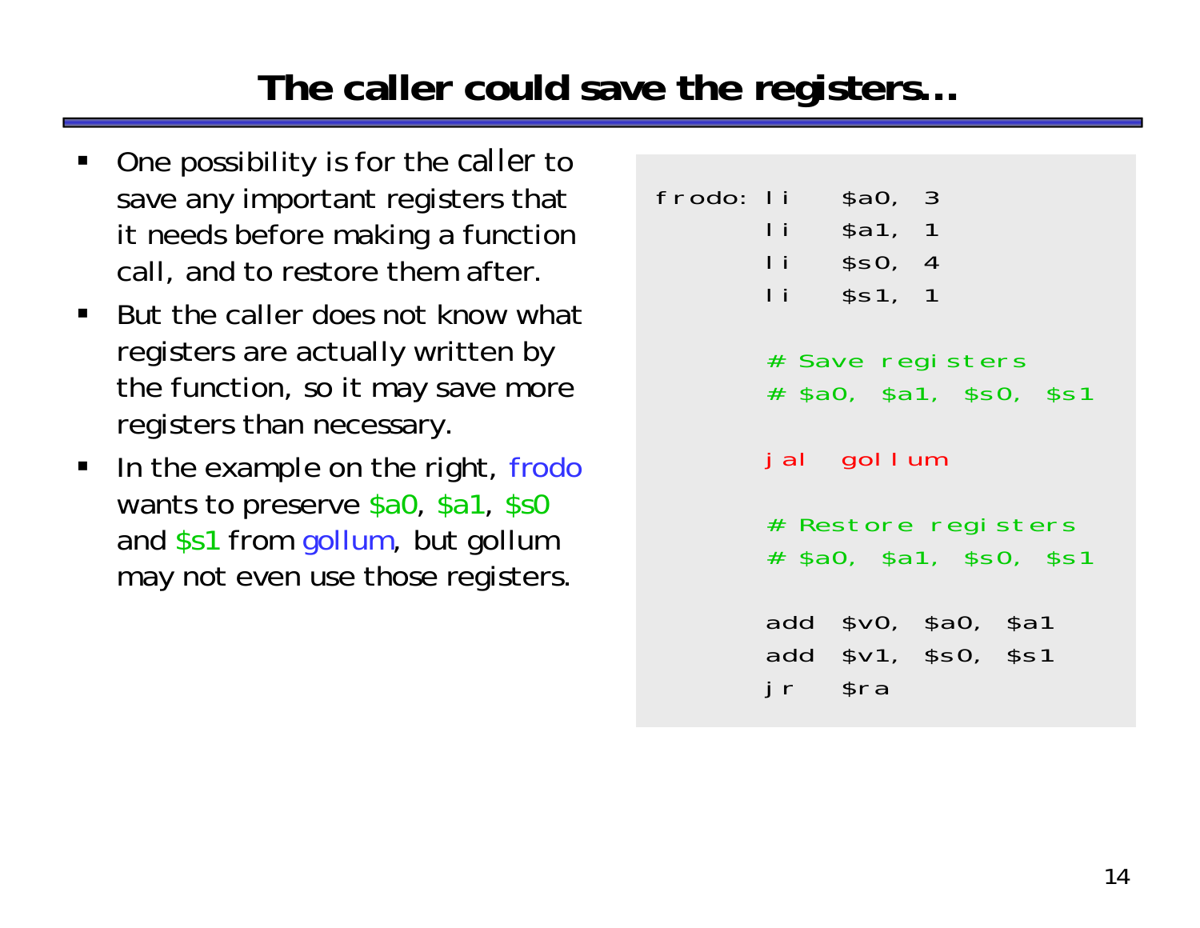# The caller could save the registers…

- One possibility is for the caller to save any important registers that it needs before making a function call, and to restore them after.
- But the caller does not know what registers are actually written by the function, so it may save more registers than necessary.
- In the example on the right, frodo wants to preserve $a0, $a1, $s0 and $s1 from gollum, but gollum may not even use those registers.

```
frodo: li   $a0, 3
       li   $a1, 1
       li   $s0, 4
       li   $s1, 1

       # Save registers
       # $a0, $a1, $s0, $s1

       jal  gollum

       # Restore registers
       # $a0, $a1, $s0, $s1

       add  $v0, $a0, $a1
       add  $v1, $s0, $s1
       jr   $ra
```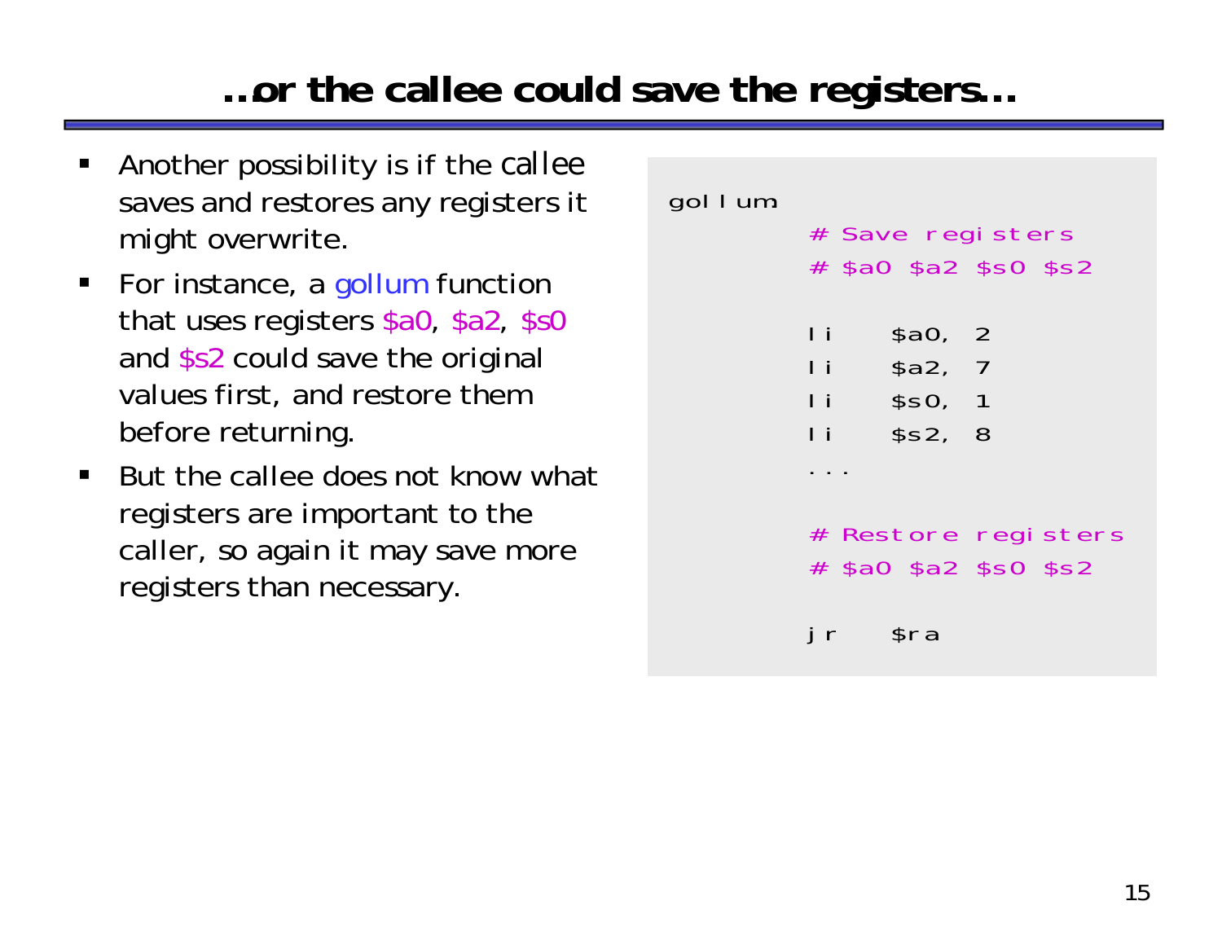# …or the callee could save the registers…

- Another possibility is if the callee saves and restores any registers it might overwrite.
- For instance, a gollum function that uses registers $a0, $a2, $s0 and $s2 could save the original values first, and restore them before returning.
- But the callee does not know what registers are important to the caller, so again it may save more registers than necessary.

```
gollum:
        # Save registers
        # $a0 $a2 $s0 $s2

        li    $a0, 2
        li    $a2, 7
        li    $s0, 1
        li    $s2, 8
        ...

        # Restore registers
        # $a0 $a2 $s0 $s2

        jr    $ra
```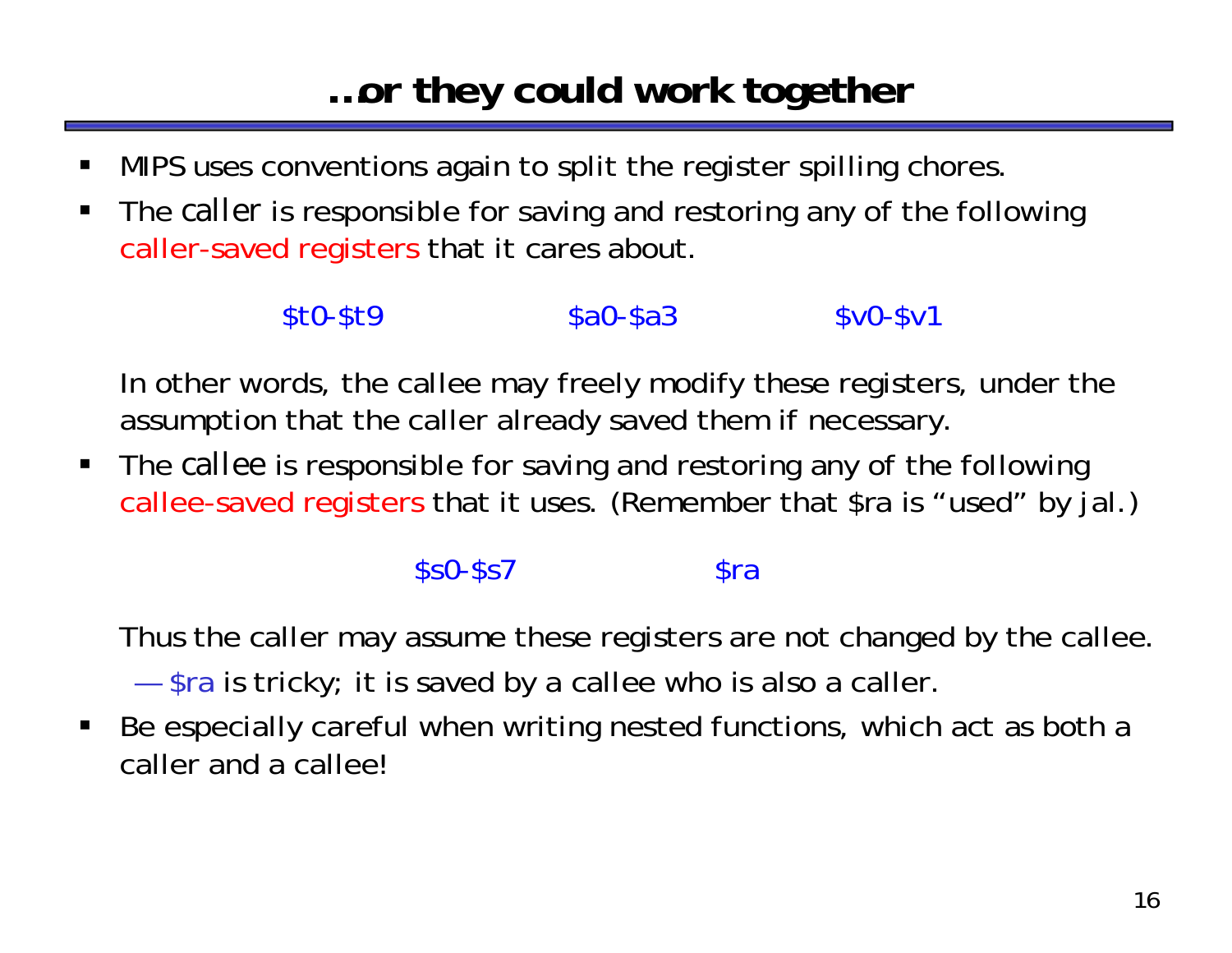# …or they could work together

- MIPS uses conventions again to split the register spilling chores.
- The *caller* is responsible for saving and restoring any of the following caller-saved registers that it cares about.

  $t0-$t9 $a0-$a3 $v0-$v1

  In other words, the callee may freely modify these registers, under the assumption that the caller already saved them if necessary.
- The *callee* is responsible for saving and restoring any of the following callee-saved registers that it uses. (Remember that $ra is "used" by jal.)

  $s0-$s7 $ra

  Thus the caller may assume these registers are not changed by the callee.
  - $ra is tricky; it is saved by a callee who is also a caller.
- Be especially careful when writing nested functions, which act as both a caller and a callee!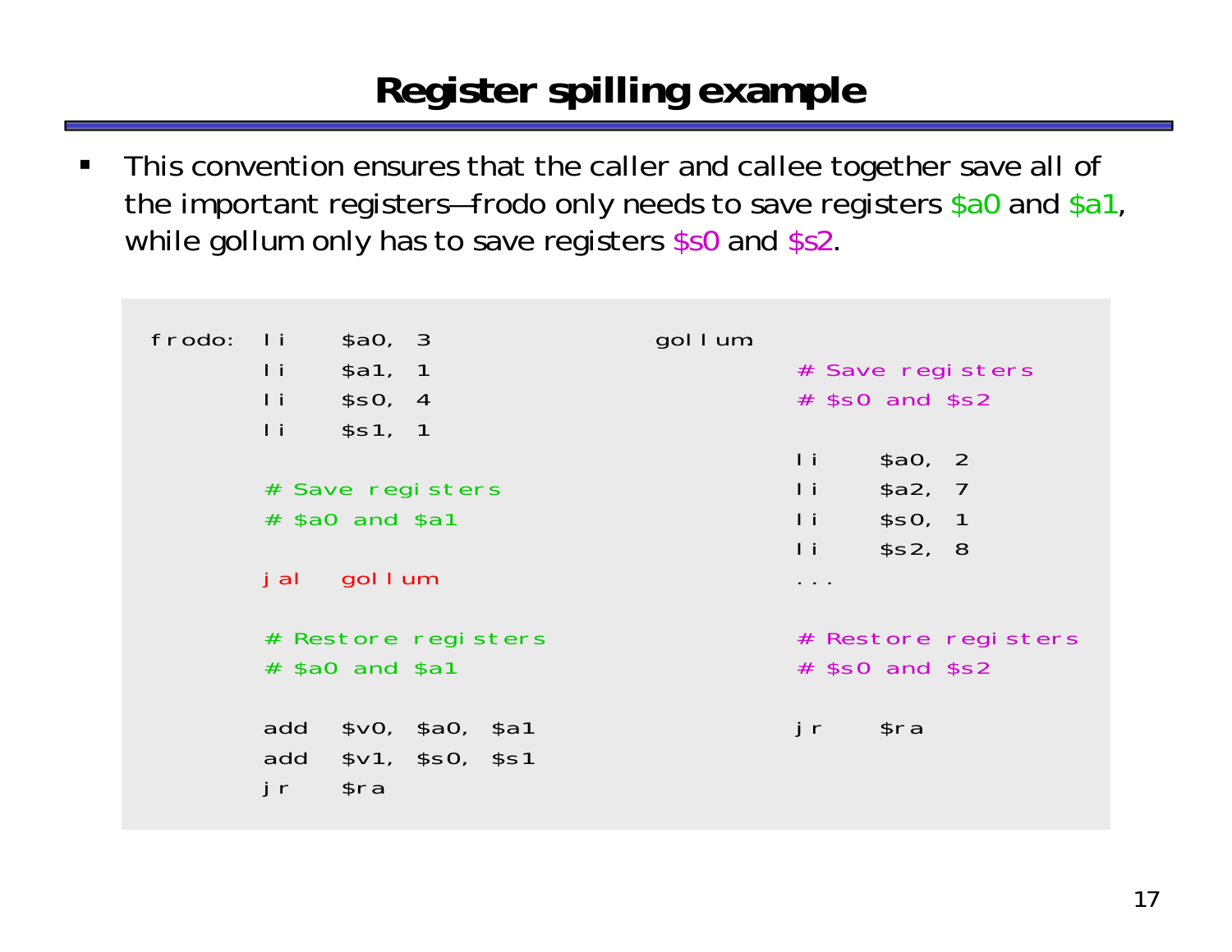# Register spilling example

- This convention ensures that the caller and callee together save all of the important registers—frodo only needs to save registers $a0 and $a1, while gollum only has to save registers $s0 and $s2.

```
frodo:  li    $a0, 3
        li    $a1, 1
        li    $s0, 4
        li    $s1, 1

        # Save registers
        # $a0 and $a1

        jal   gollum

        # Restore registers
        # $a0 and $a1

        add   $v0, $a0, $a1
        add   $v1, $s0, $s1
        jr    $ra
```

```
gollum:
        # Save registers
        # $s0 and $s2

        li    $a0, 2
        li    $a2, 7
        li    $s0, 1
        li    $s2, 8
        ...

        # Restore registers
        # $s0 and $s2

        jr    $ra
```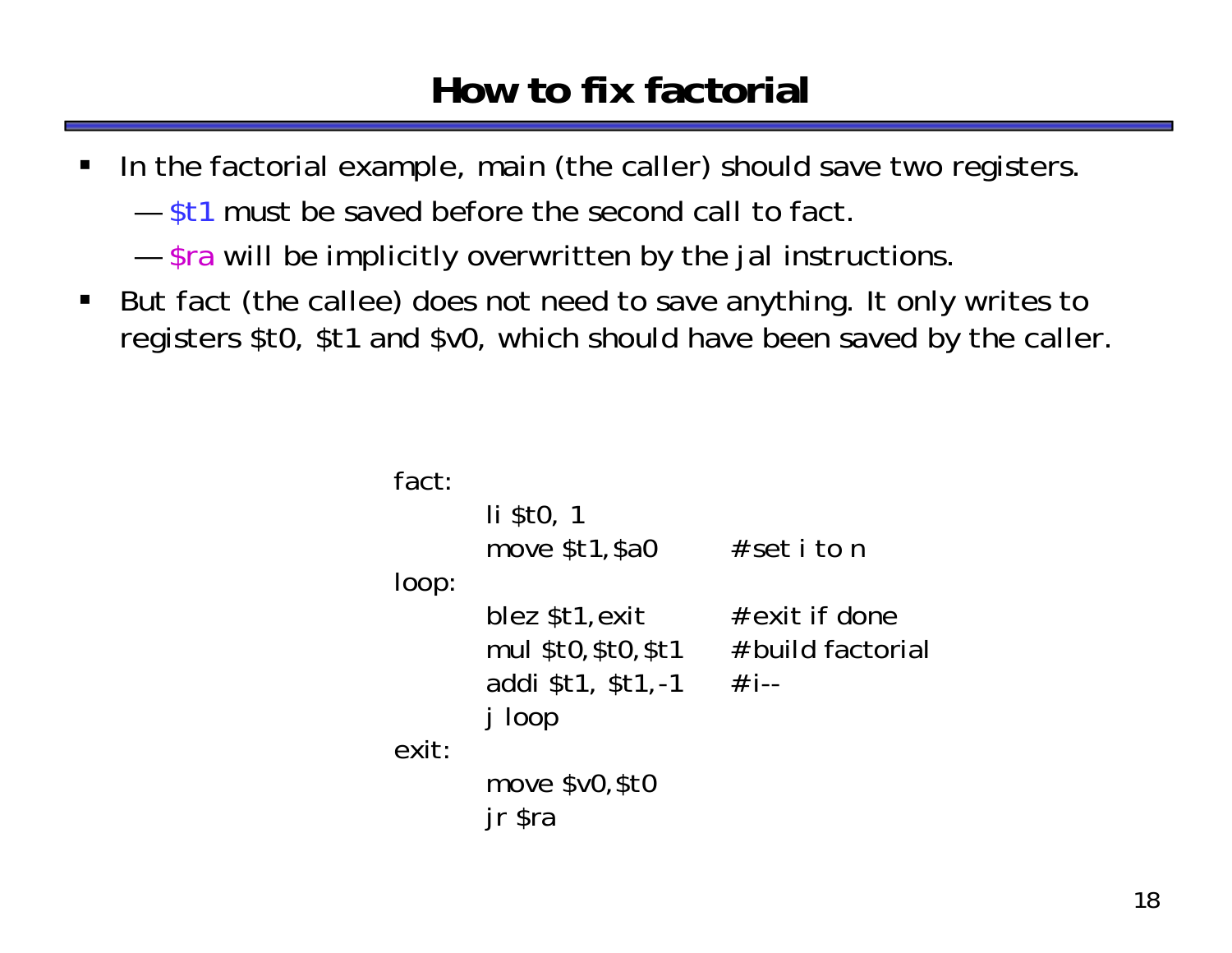# How to fix factorial

- In the factorial example, main (the caller) should save two registers.
  - $t1 must be saved before the second call to fact.
  - $ra will be implicitly overwritten by the jal instructions.
- But fact (the callee) does not need to save anything. It only writes to registers $t0, $t1 and $v0, which should have been saved by the caller.

```
fact:
        li $t0, 1
        move $t1,$a0          #set i to n
loop:
        blez $t1,exit         #exit if done
        mul $t0,$t0,$t1       #build factorial
        addi $t1, $t1,-1      #i--
        j loop
exit:
        move $v0,$t0
        jr $ra
```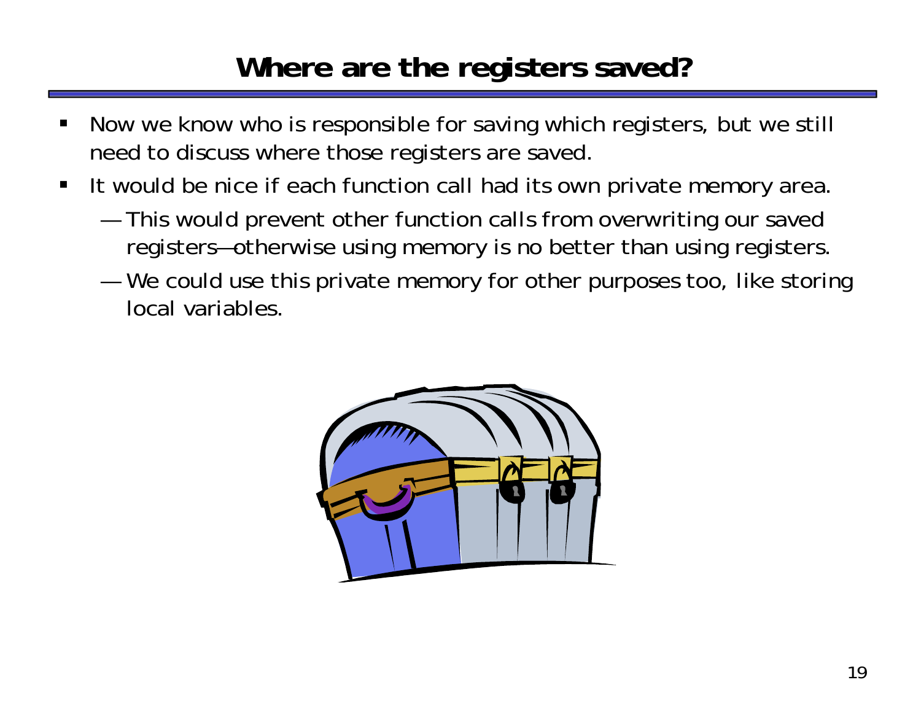# Where are the registers saved?

- Now we know who is responsible for saving which registers, but we still need to discuss where those registers are saved.
- It would be nice if each function call had its own private memory area.
  - This would prevent other function calls from overwriting our saved registers—otherwise using memory is no better than using registers.
  - We could use this private memory for other purposes too, like storing local variables.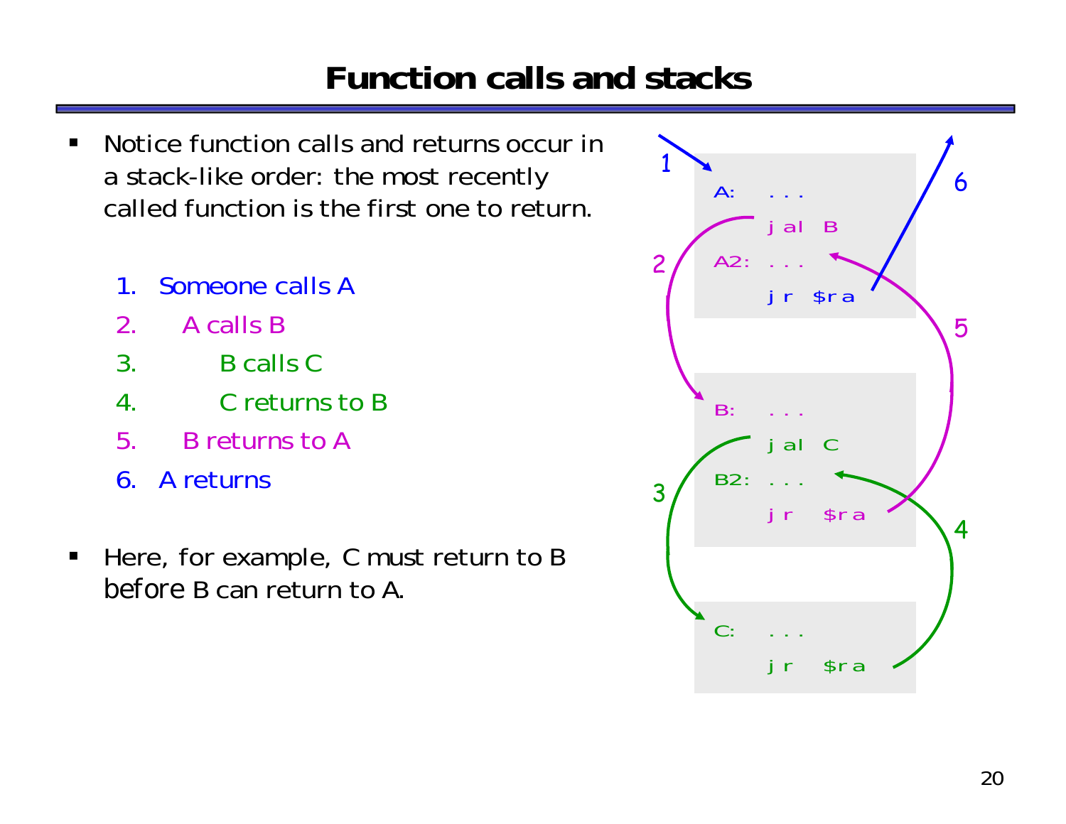# Function calls and stacks

- Notice function calls and returns occur in a stack-like order: the most recently called function is the first one to return.

  1. Someone calls A
  2. A calls B
  3. B calls C
  4. C returns to B
  5. B returns to A
  6. A returns

- Here, for example, C must return to B *before* B can return to A.

```
A:   ...
     jal  B
A2:  ...
     jr   $ra

B:   ...
     jal  C
B2:  ...
     jr   $ra

C:   ...
     jr   $ra
```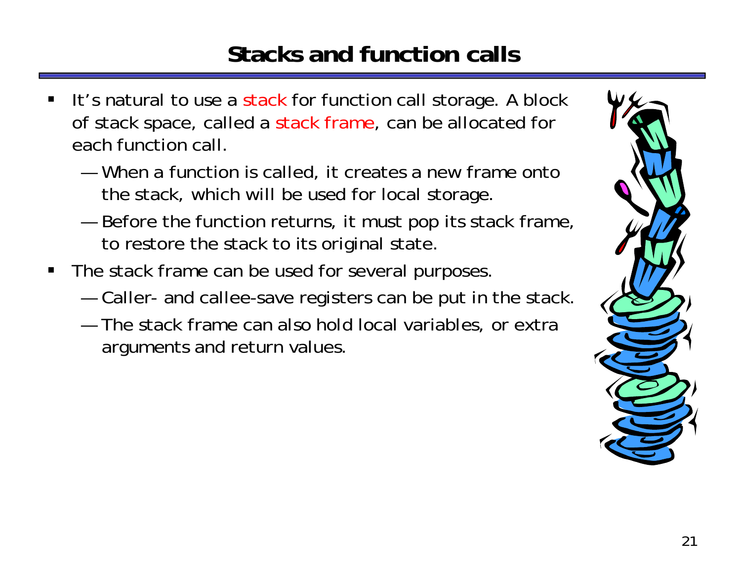# Stacks and function calls

- It's natural to use a stack for function call storage. A block of stack space, called a stack frame, can be allocated for each function call.
  - When a function is called, it creates a new frame onto the stack, which will be used for local storage.
  - Before the function returns, it must pop its stack frame, to restore the stack to its original state.
- The stack frame can be used for several purposes.
  - Caller- and callee-save registers can be put in the stack.
  - The stack frame can also hold local variables, or extra arguments and return values.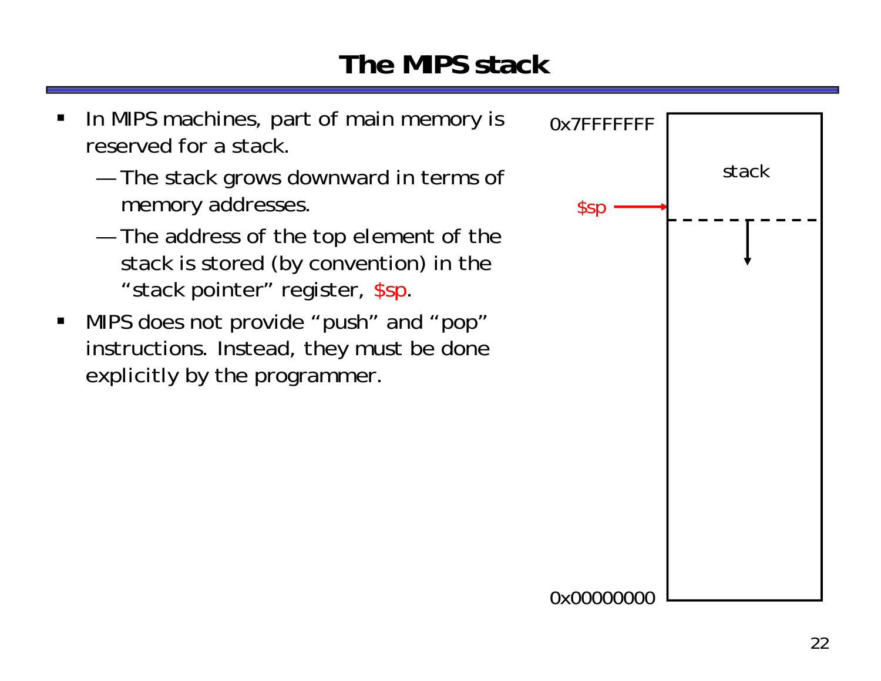# The MIPS stack

- In MIPS machines, part of main memory is reserved for a stack.
  - — The stack grows downward in terms of memory addresses.
  - — The address of the top element of the stack is stored (by convention) in the "stack pointer" register, $sp.
- MIPS does not provide "push" and "pop" instructions. Instead, they must be done explicitly by the programmer.

0x7FFFFFFF

stack

$sp

0x00000000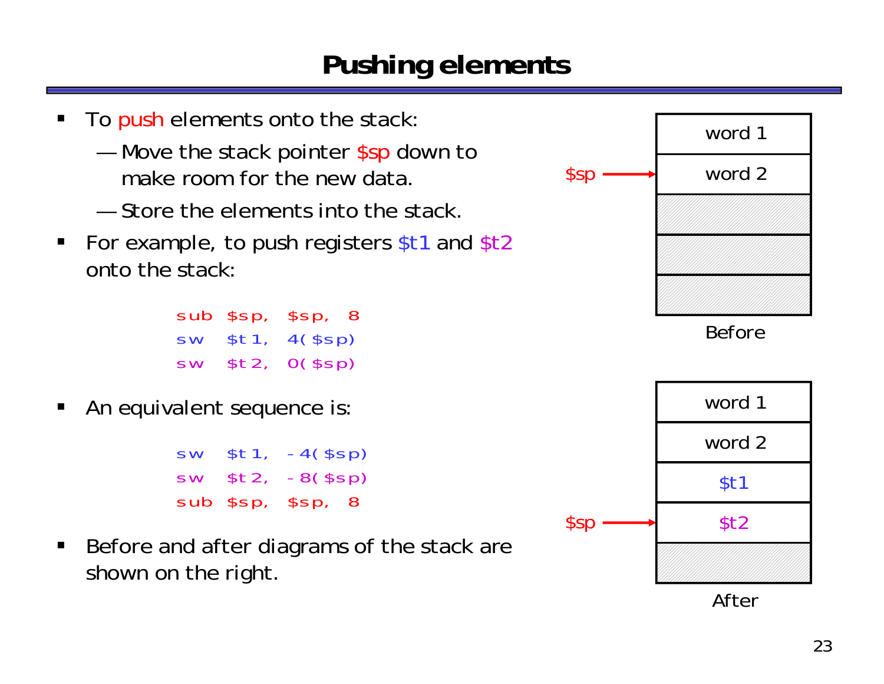# Pushing elements

- To push elements onto the stack:
  - Move the stack pointer $sp down to make room for the new data.
  - Store the elements into the stack.
- For example, to push registers $t1 and $t2 onto the stack:

```
sub $sp, $sp, 8
sw  $t1, 4($sp)
sw  $t2, 0($sp)
```

- An equivalent sequence is:

```
sw  $t1, -4($sp)
sw  $t2, -8($sp)
sub $sp, $sp, 8
```

- Before and after diagrams of the stack are shown on the right.

**Before**

| |
|---|
| word 1 |
| word 2 ← $sp |
| |
| |
| |

**After**

| |
|---|
| word 1 |
| word 2 |
| $t1 |
| $t2 ← $sp |
| |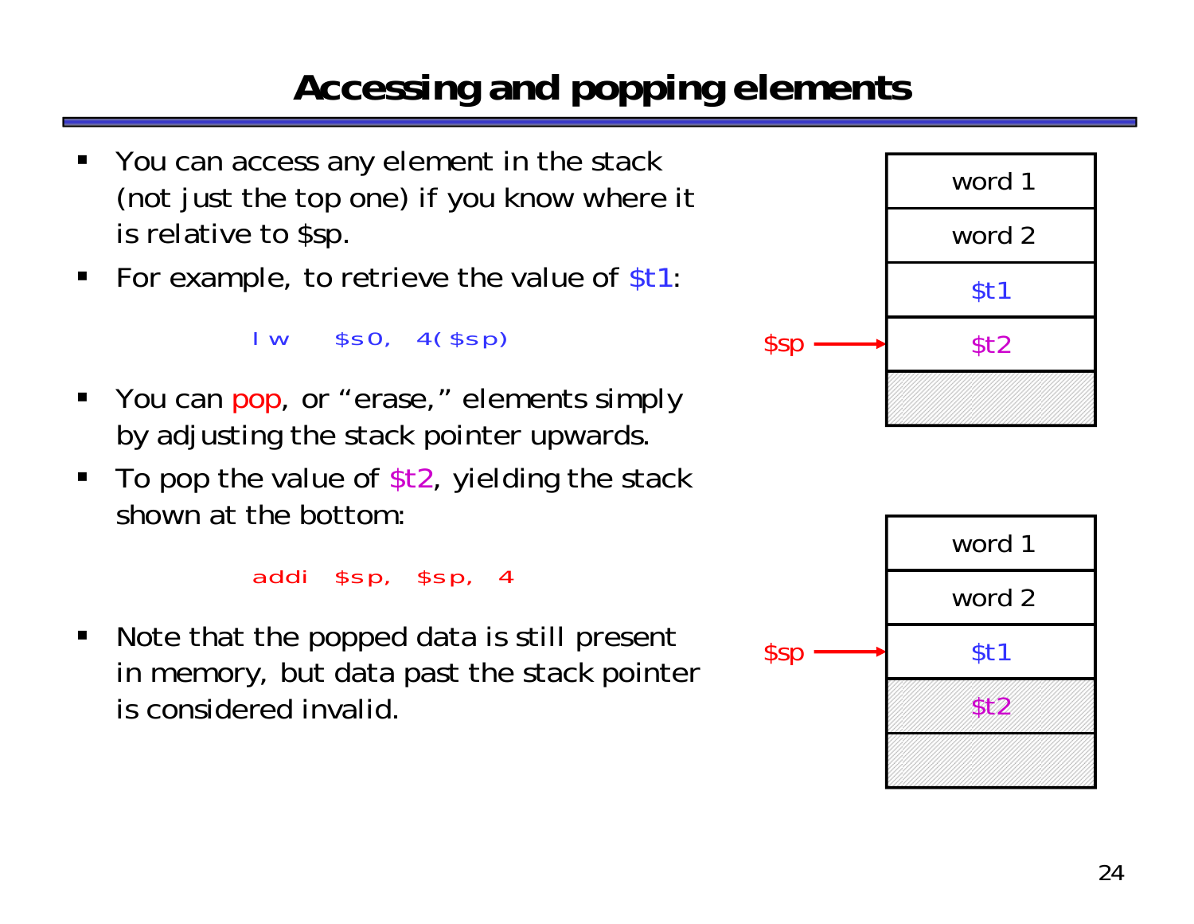# Accessing and popping elements

- You can access any element in the stack (not just the top one) if you know where it is relative to $sp.
- For example, to retrieve the value of $t1:

```
lw   $s0, 4($sp)
```

- You can pop, or "erase," elements simply by adjusting the stack pointer upwards.
- To pop the value of $t2, yielding the stack shown at the bottom:

```
addi  $sp, $sp, 4
```

- Note that the popped data is still present in memory, but data past the stack pointer is considered invalid.

| |
|---|
| word 1 |
| word 2 |
| $t1 |
| $t2 ← $sp |
| |

| |
|---|
| word 1 |
| word 2 |
| $t1 ← $sp |
| $t2 |
| |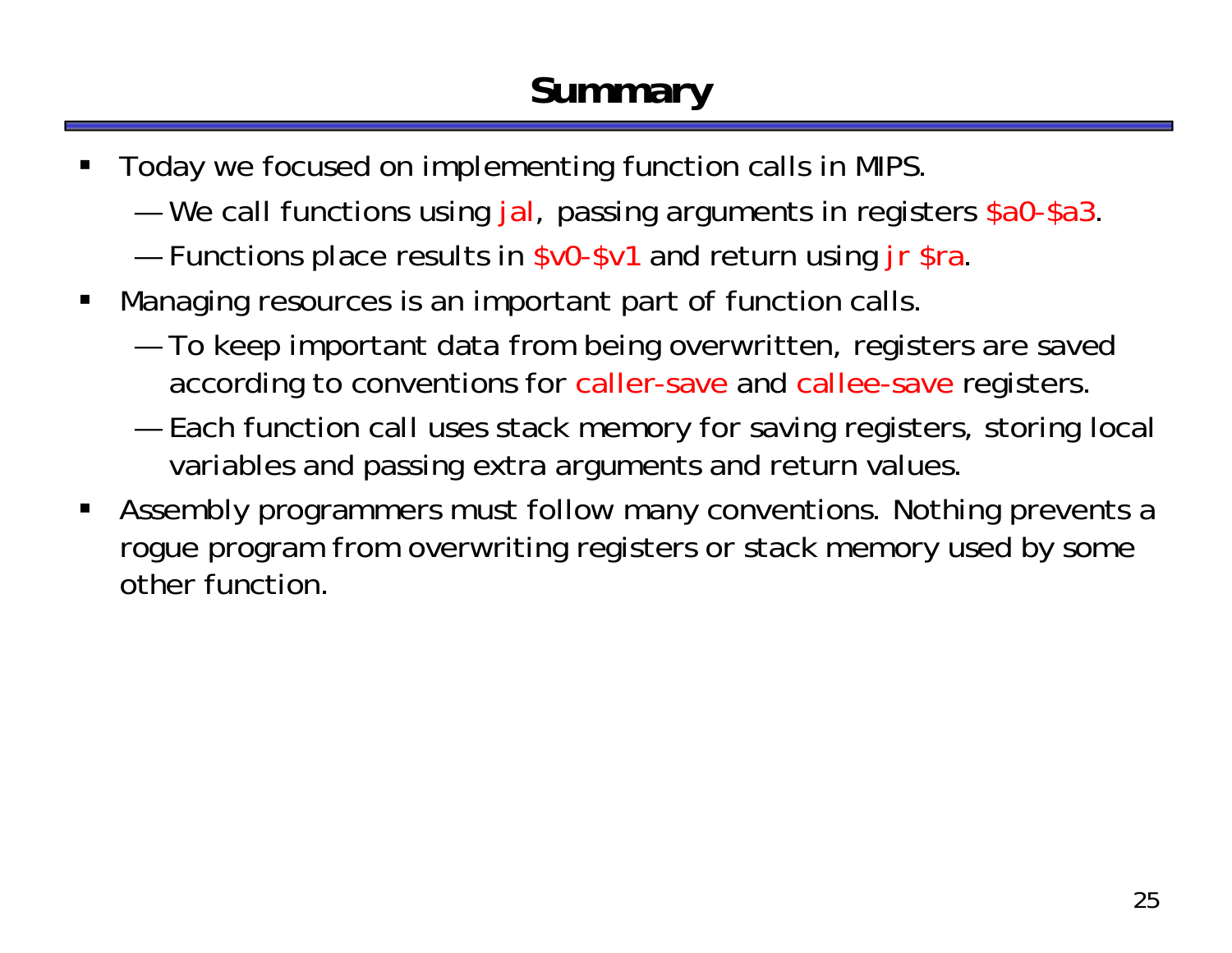# Summary

- Today we focused on implementing function calls in MIPS.
  - We call functions using jal, passing arguments in registers $a0-$a3.
  - Functions place results in $v0-$v1 and return using jr $ra.
- Managing resources is an important part of function calls.
  - To keep important data from being overwritten, registers are saved according to conventions for caller-save and callee-save registers.
  - Each function call uses stack memory for saving registers, storing local variables and passing extra arguments and return values.
- Assembly programmers must follow many conventions. Nothing prevents a rogue program from overwriting registers or stack memory used by some other function.